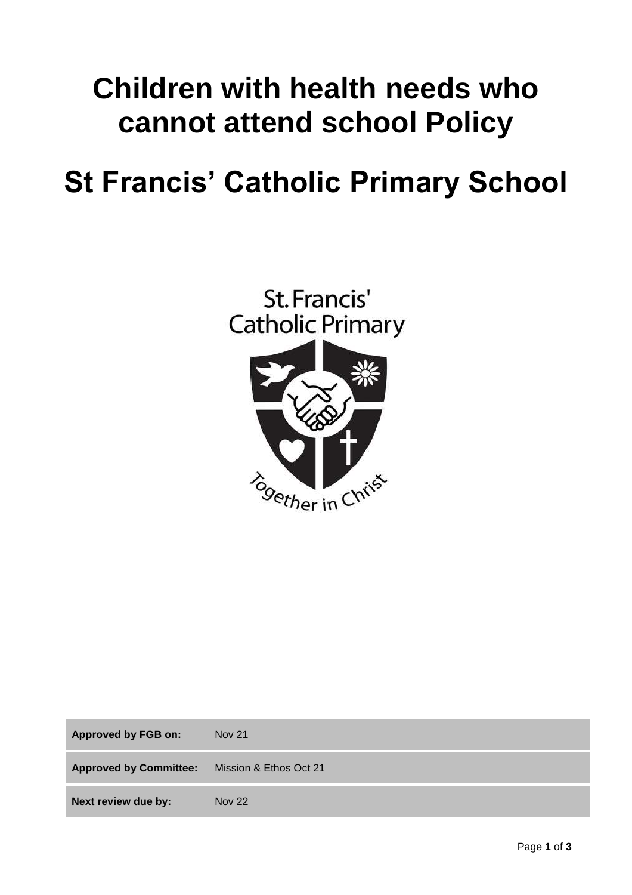# Children with health needs who cannot attend school Policy

# St Francis' Catholic Primary School

| Approved by FGB on: | Nov 21 |
| --- | --- |
| **Approved by Committee:** | Mission & Ethos Oct 21 |
| **Next review due by:** | Nov 22 |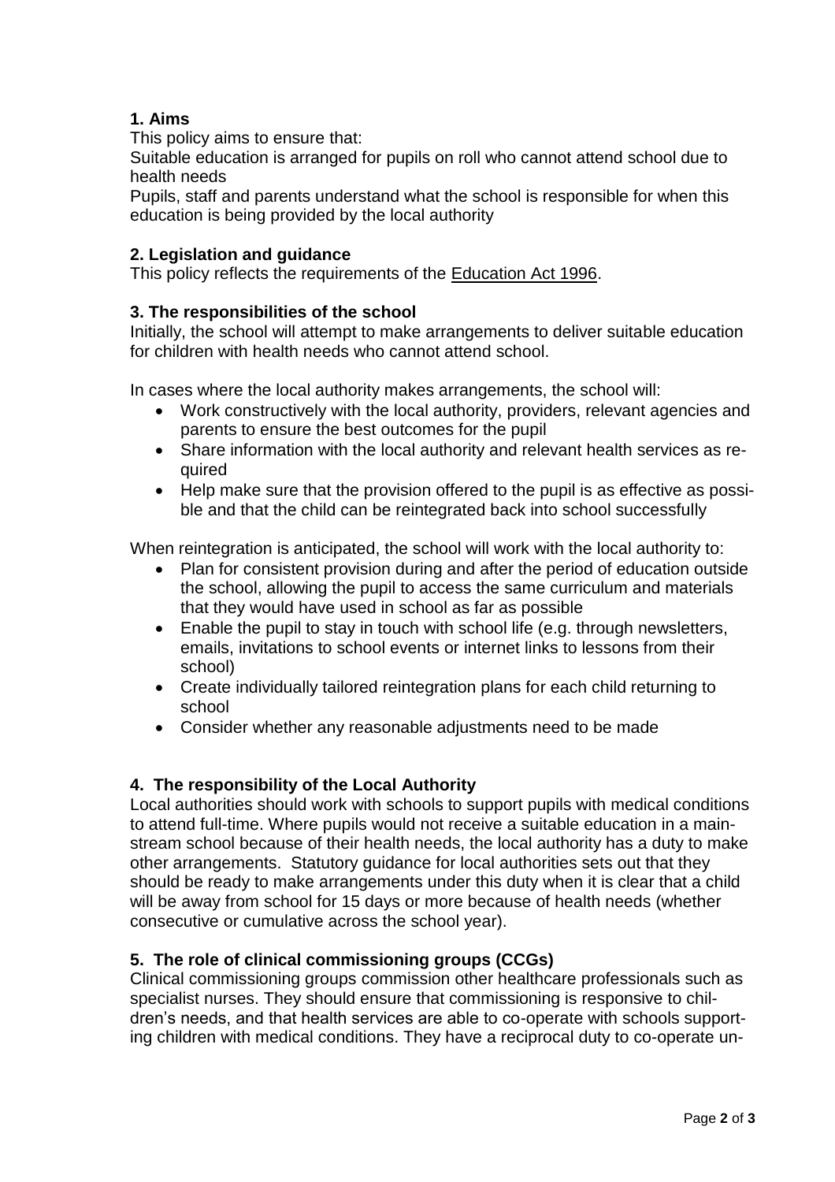## 1. Aims

This policy aims to ensure that:

Suitable education is arranged for pupils on roll who cannot attend school due to health needs

Pupils, staff and parents understand what the school is responsible for when this education is being provided by the local authority

## 2. Legislation and guidance

This policy reflects the requirements of the Education Act 1996.

## 3. The responsibilities of the school

Initially, the school will attempt to make arrangements to deliver suitable education for children with health needs who cannot attend school.

In cases where the local authority makes arrangements, the school will:

- Work constructively with the local authority, providers, relevant agencies and parents to ensure the best outcomes for the pupil
- Share information with the local authority and relevant health services as required
- Help make sure that the provision offered to the pupil is as effective as possible and that the child can be reintegrated back into school successfully

When reintegration is anticipated, the school will work with the local authority to:

- Plan for consistent provision during and after the period of education outside the school, allowing the pupil to access the same curriculum and materials that they would have used in school as far as possible
- Enable the pupil to stay in touch with school life (e.g. through newsletters, emails, invitations to school events or internet links to lessons from their school)
- Create individually tailored reintegration plans for each child returning to school
- Consider whether any reasonable adjustments need to be made

## 4. The responsibility of the Local Authority

Local authorities should work with schools to support pupils with medical conditions to attend full-time. Where pupils would not receive a suitable education in a mainstream school because of their health needs, the local authority has a duty to make other arrangements. Statutory guidance for local authorities sets out that they should be ready to make arrangements under this duty when it is clear that a child will be away from school for 15 days or more because of health needs (whether consecutive or cumulative across the school year).

## 5. The role of clinical commissioning groups (CCGs)

Clinical commissioning groups commission other healthcare professionals such as specialist nurses. They should ensure that commissioning is responsive to children's needs, and that health services are able to co-operate with schools supporting children with medical conditions. They have a reciprocal duty to co-operate un-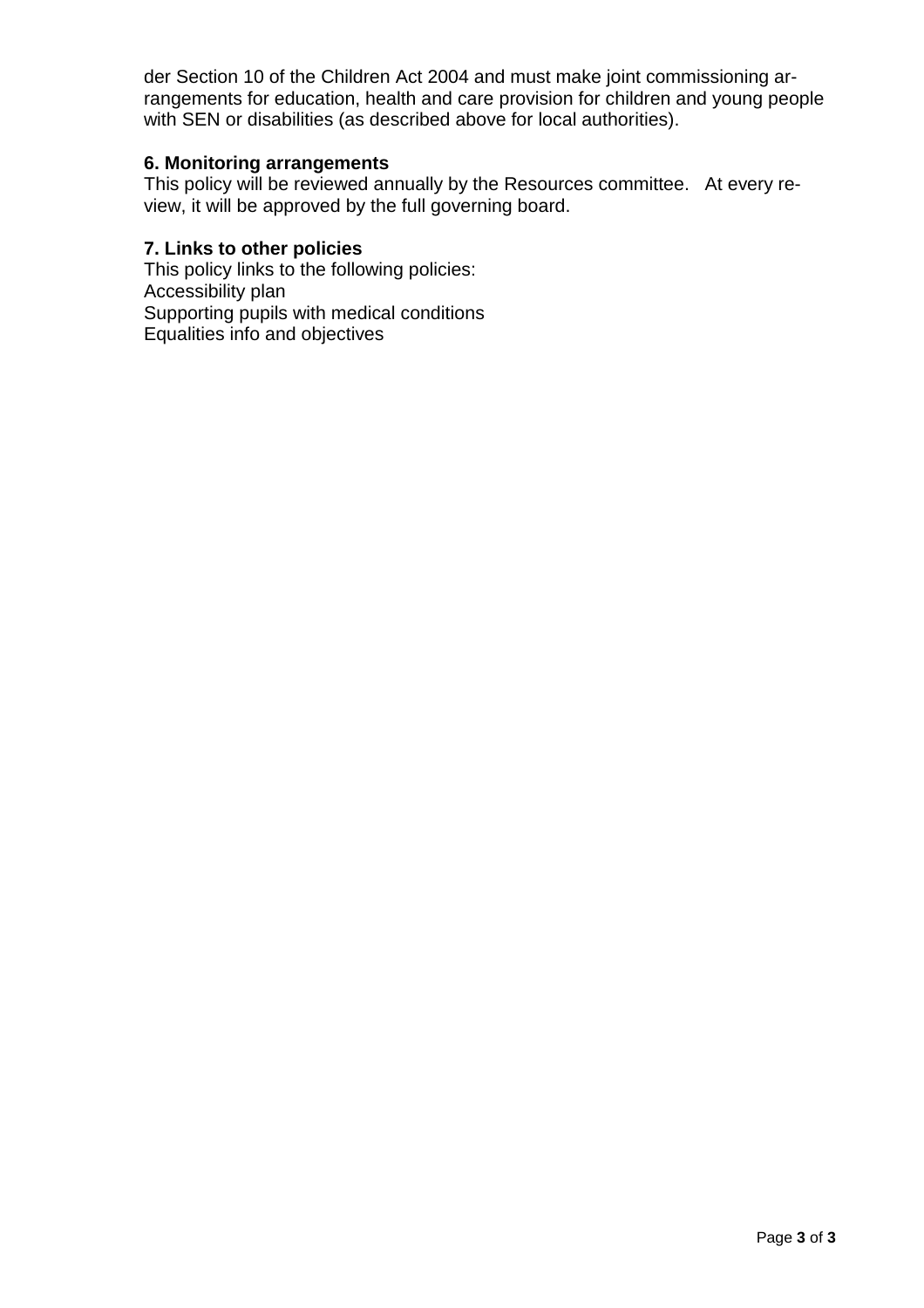der Section 10 of the Children Act 2004 and must make joint commissioning arrangements for education, health and care provision for children and young people with SEN or disabilities (as described above for local authorities).

## 6. Monitoring arrangements

This policy will be reviewed annually by the Resources committee. At every review, it will be approved by the full governing board.

## 7. Links to other policies

This policy links to the following policies:
Accessibility plan
Supporting pupils with medical conditions
Equalities info and objectives